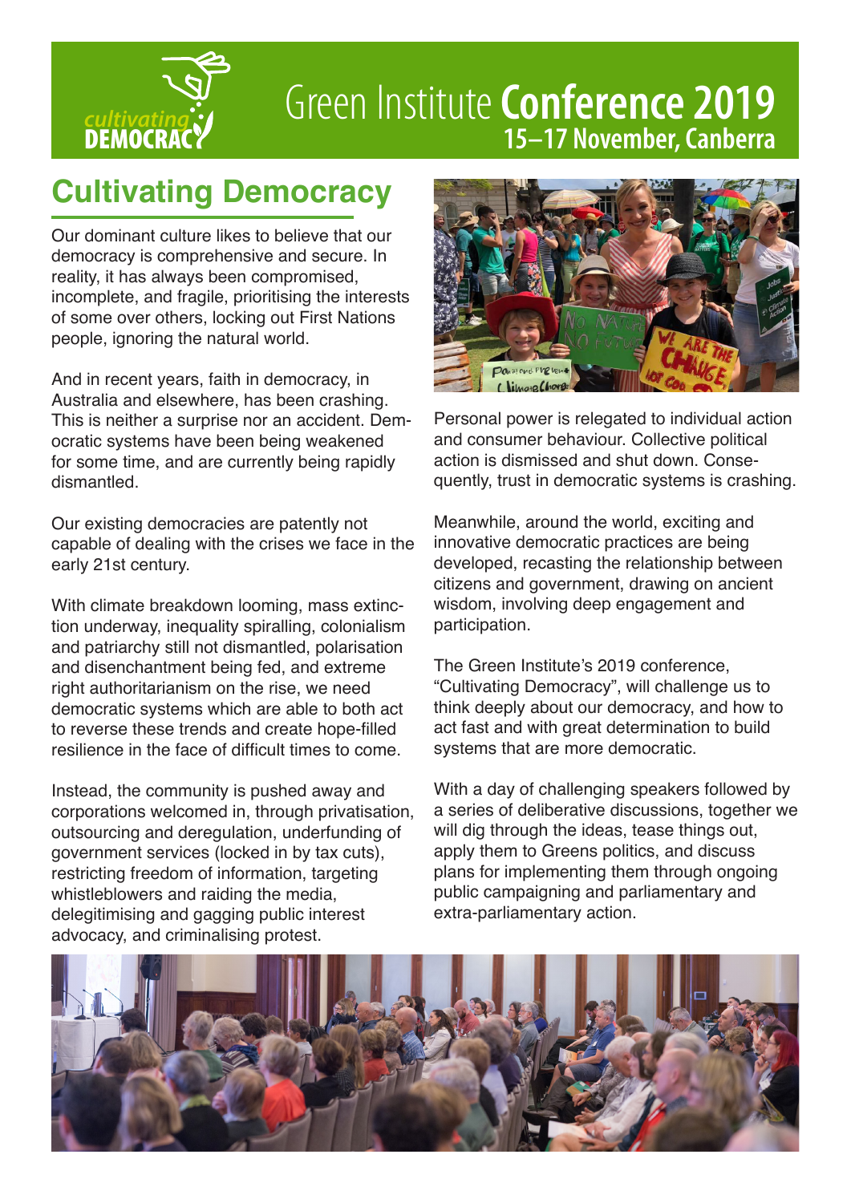cultivating DEMOCRACY

# Green Institute **Conference 2019**

**15–17 November, Canberra**

## Cultivating Democracy

Our dominant culture likes to believe that our democracy is comprehensive and secure. In reality, it has always been compromised, incomplete, and fragile, prioritising the interests of some over others, locking out First Nations people, ignoring the natural world.

And in recent years, faith in democracy, in Australia and elsewhere, has been crashing. This is neither a surprise nor an accident. Democratic systems have been being weakened for some time, and are currently being rapidly dismantled.

Our existing democracies are patently not capable of dealing with the crises we face in the early 21st century.

With climate breakdown looming, mass extinction underway, inequality spiralling, colonialism and patriarchy still not dismantled, polarisation and disenchantment being fed, and extreme right authoritarianism on the rise, we need democratic systems which are able to both act to reverse these trends and create hope-filled resilience in the face of difficult times to come.

Instead, the community is pushed away and corporations welcomed in, through privatisation, outsourcing and deregulation, underfunding of government services (locked in by tax cuts), restricting freedom of information, targeting whistleblowers and raiding the media, delegitimising and gagging public interest advocacy, and criminalising protest.

Personal power is relegated to individual action and consumer behaviour. Collective political action is dismissed and shut down. Consequently, trust in democratic systems is crashing.

Meanwhile, around the world, exciting and innovative democratic practices are being developed, recasting the relationship between citizens and government, drawing on ancient wisdom, involving deep engagement and participation.

The Green Institute's 2019 conference, "Cultivating Democracy", will challenge us to think deeply about our democracy, and how to act fast and with great determination to build systems that are more democratic.

With a day of challenging speakers followed by a series of deliberative discussions, together we will dig through the ideas, tease things out, apply them to Greens politics, and discuss plans for implementing them through ongoing public campaigning and parliamentary and extra-parliamentary action.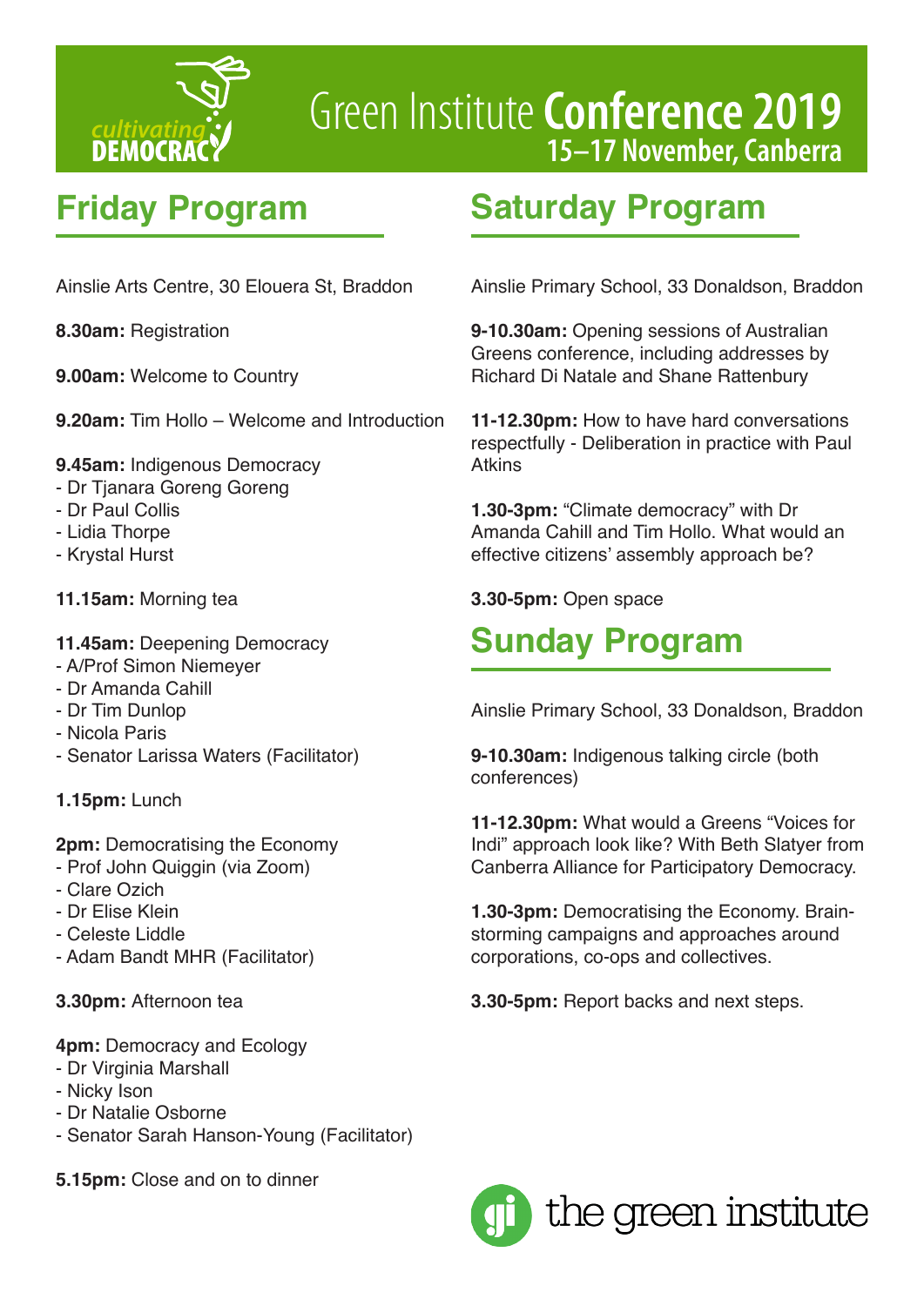cultivating DEMOCRACY

# Green Institute Conference 2019

**15–17 November, Canberra**

## Friday Program

Ainslie Arts Centre, 30 Elouera St, Braddon

**8.30am:** Registration

**9.00am:** Welcome to Country

**9.20am:** Tim Hollo – Welcome and Introduction

**9.45am:** Indigenous Democracy
- Dr Tjanara Goreng Goreng
- Dr Paul Collis
- Lidia Thorpe
- Krystal Hurst

**11.15am:** Morning tea

**11.45am:** Deepening Democracy
- A/Prof Simon Niemeyer
- Dr Amanda Cahill
- Dr Tim Dunlop
- Nicola Paris
- Senator Larissa Waters (Facilitator)

**1.15pm:** Lunch

**2pm:** Democratising the Economy
- Prof John Quiggin (via Zoom)
- Clare Ozich
- Dr Elise Klein
- Celeste Liddle
- Adam Bandt MHR (Facilitator)

**3.30pm:** Afternoon tea

**4pm:** Democracy and Ecology
- Dr Virginia Marshall
- Nicky Ison
- Dr Natalie Osborne
- Senator Sarah Hanson-Young (Facilitator)

**5.15pm:** Close and on to dinner

## Saturday Program

Ainslie Primary School, 33 Donaldson, Braddon

**9-10.30am:** Opening sessions of Australian Greens conference, including addresses by Richard Di Natale and Shane Rattenbury

**11-12.30pm:** How to have hard conversations respectfully - Deliberation in practice with Paul Atkins

**1.30-3pm:** "Climate democracy" with Dr Amanda Cahill and Tim Hollo. What would an effective citizens' assembly approach be?

**3.30-5pm:** Open space

## Sunday Program

Ainslie Primary School, 33 Donaldson, Braddon

**9-10.30am:** Indigenous talking circle (both conferences)

**11-12.30pm:** What would a Greens "Voices for Indi" approach look like? With Beth Slatyer from Canberra Alliance for Participatory Democracy.

**1.30-3pm:** Democratising the Economy. Brain-storming campaigns and approaches around corporations, co-ops and collectives.

**3.30-5pm:** Report backs and next steps.

the green institute